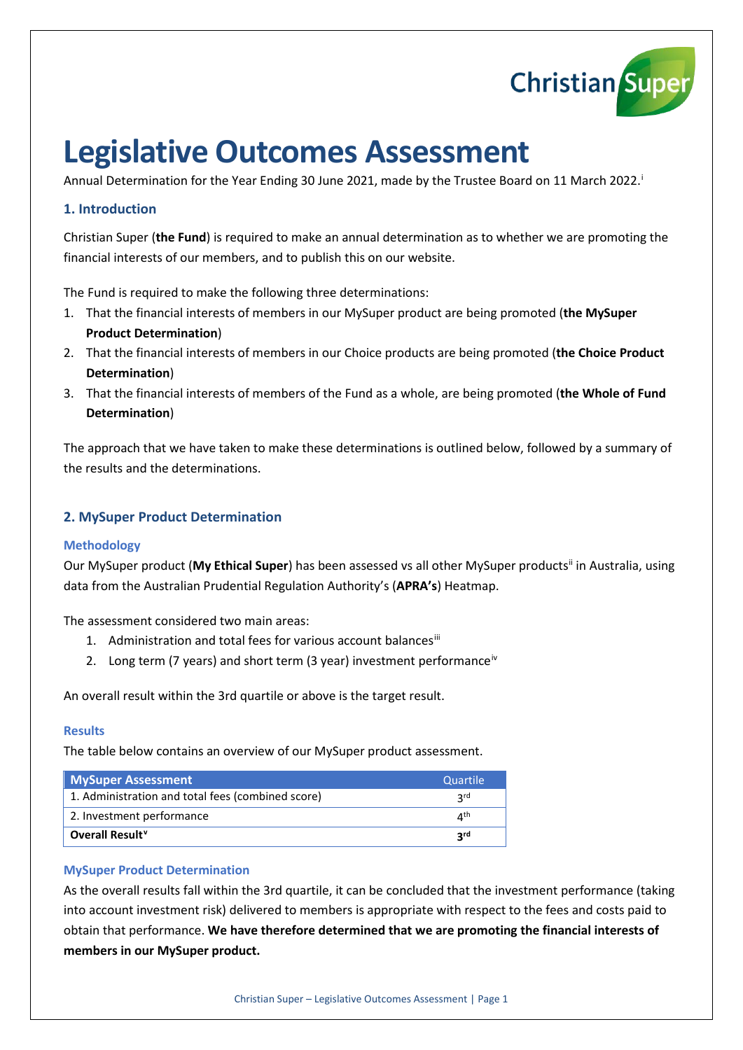# Legislative Outcomes Assessment

Annual Determination for the Year Ending 30 June 2021, made by the Trustee Board on 11 March 2022.[i]

## 1. Introduction

Christian Super (**the Fund**) is required to make an annual determination as to whether we are promoting the financial interests of our members, and to publish this on our website.

The Fund is required to make the following three determinations:

1. That the financial interests of members in our MySuper product are being promoted (**the MySuper Product Determination**)
2. That the financial interests of members in our Choice products are being promoted (**the Choice Product Determination**)
3. That the financial interests of members of the Fund as a whole, are being promoted (**the Whole of Fund Determination**)

The approach that we have taken to make these determinations is outlined below, followed by a summary of the results and the determinations.

## 2. MySuper Product Determination

### Methodology

Our MySuper product (**My Ethical Super**) has been assessed vs all other MySuper products[ii] in Australia, using data from the Australian Prudential Regulation Authority's (**APRA's**) Heatmap.

The assessment considered two main areas:

1. Administration and total fees for various account balances[iii]
2. Long term (7 years) and short term (3 year) investment performance[iv]

An overall result within the 3rd quartile or above is the target result.

### Results

The table below contains an overview of our MySuper product assessment.

| MySuper Assessment | Quartile |
|---|---|
| 1. Administration and total fees (combined score) | 3rd |
| 2. Investment performance | 4th |
| **Overall Result[v]** | **3rd** |

### MySuper Product Determination

As the overall results fall within the 3rd quartile, it can be concluded that the investment performance (taking into account investment risk) delivered to members is appropriate with respect to the fees and costs paid to obtain that performance. **We have therefore determined that we are promoting the financial interests of members in our MySuper product.**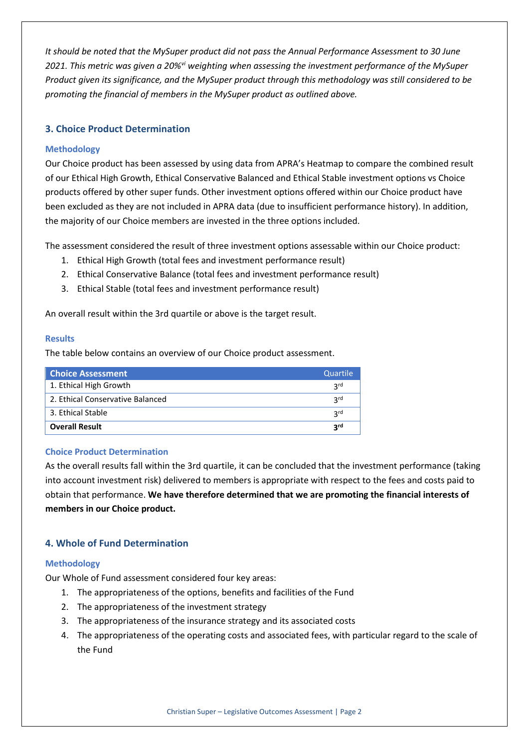*It should be noted that the MySuper product did not pass the Annual Performance Assessment to 30 June 2021. This metric was given a 20%[vi] weighting when assessing the investment performance of the MySuper Product given its significance, and the MySuper product through this methodology was still considered to be promoting the financial of members in the MySuper product as outlined above.*

## 3. Choice Product Determination

### Methodology

Our Choice product has been assessed by using data from APRA's Heatmap to compare the combined result of our Ethical High Growth, Ethical Conservative Balanced and Ethical Stable investment options vs Choice products offered by other super funds. Other investment options offered within our Choice product have been excluded as they are not included in APRA data (due to insufficient performance history). In addition, the majority of our Choice members are invested in the three options included.

The assessment considered the result of three investment options assessable within our Choice product:

1. Ethical High Growth (total fees and investment performance result)
2. Ethical Conservative Balance (total fees and investment performance result)
3. Ethical Stable (total fees and investment performance result)

An overall result within the 3rd quartile or above is the target result.

### Results

The table below contains an overview of our Choice product assessment.

| Choice Assessment | Quartile |
|---|---|
| 1. Ethical High Growth | 3rd |
| 2. Ethical Conservative Balanced | 3rd |
| 3. Ethical Stable | 3rd |
| **Overall Result** | **3rd** |

### Choice Product Determination

As the overall results fall within the 3rd quartile, it can be concluded that the investment performance (taking into account investment risk) delivered to members is appropriate with respect to the fees and costs paid to obtain that performance. **We have therefore determined that we are promoting the financial interests of members in our Choice product.**

## 4. Whole of Fund Determination

### Methodology

Our Whole of Fund assessment considered four key areas:

1. The appropriateness of the options, benefits and facilities of the Fund
2. The appropriateness of the investment strategy
3. The appropriateness of the insurance strategy and its associated costs
4. The appropriateness of the operating costs and associated fees, with particular regard to the scale of the Fund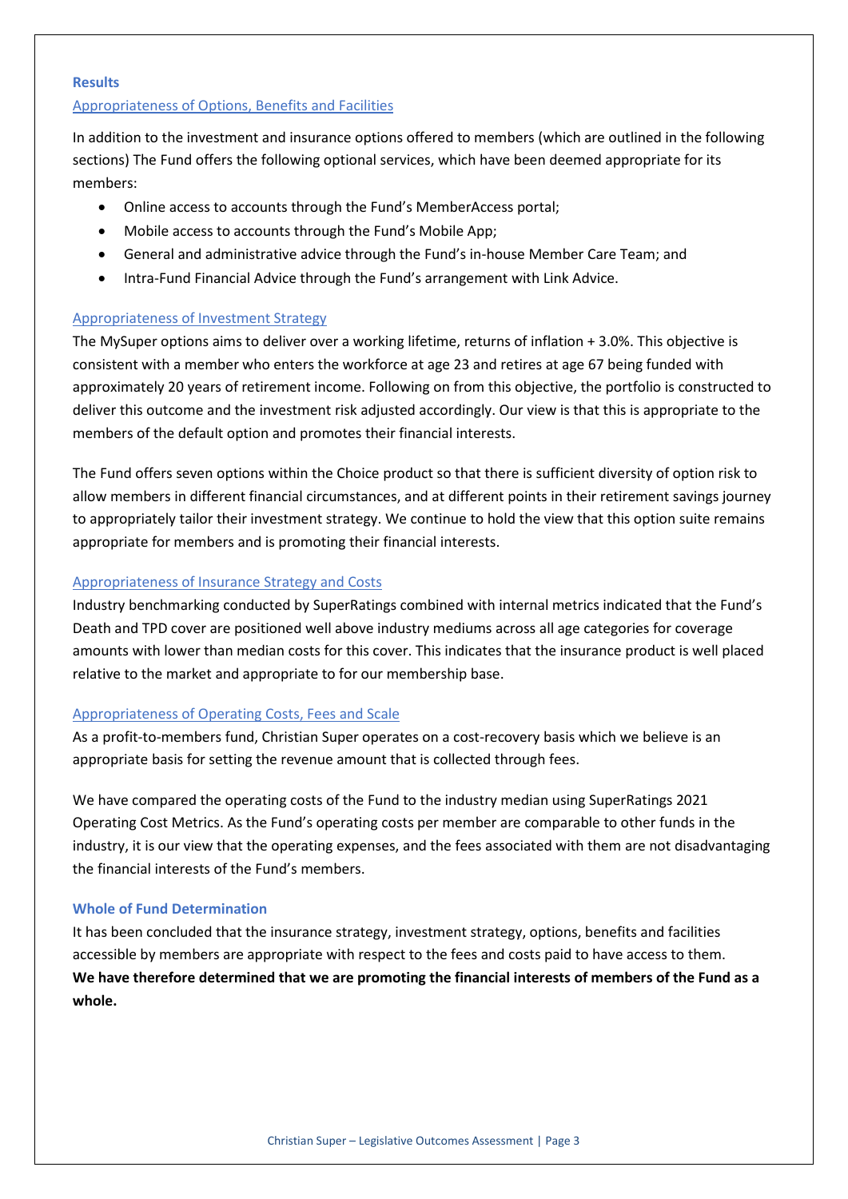## Results

### Appropriateness of Options, Benefits and Facilities

In addition to the investment and insurance options offered to members (which are outlined in the following sections) The Fund offers the following optional services, which have been deemed appropriate for its members:

- Online access to accounts through the Fund's MemberAccess portal;
- Mobile access to accounts through the Fund's Mobile App;
- General and administrative advice through the Fund's in-house Member Care Team; and
- Intra-Fund Financial Advice through the Fund's arrangement with Link Advice.

### Appropriateness of Investment Strategy

The MySuper options aims to deliver over a working lifetime, returns of inflation + 3.0%. This objective is consistent with a member who enters the workforce at age 23 and retires at age 67 being funded with approximately 20 years of retirement income. Following on from this objective, the portfolio is constructed to deliver this outcome and the investment risk adjusted accordingly. Our view is that this is appropriate to the members of the default option and promotes their financial interests.

The Fund offers seven options within the Choice product so that there is sufficient diversity of option risk to allow members in different financial circumstances, and at different points in their retirement savings journey to appropriately tailor their investment strategy. We continue to hold the view that this option suite remains appropriate for members and is promoting their financial interests.

### Appropriateness of Insurance Strategy and Costs

Industry benchmarking conducted by SuperRatings combined with internal metrics indicated that the Fund's Death and TPD cover are positioned well above industry mediums across all age categories for coverage amounts with lower than median costs for this cover. This indicates that the insurance product is well placed relative to the market and appropriate to for our membership base.

### Appropriateness of Operating Costs, Fees and Scale

As a profit-to-members fund, Christian Super operates on a cost-recovery basis which we believe is an appropriate basis for setting the revenue amount that is collected through fees.

We have compared the operating costs of the Fund to the industry median using SuperRatings 2021 Operating Cost Metrics. As the Fund's operating costs per member are comparable to other funds in the industry, it is our view that the operating expenses, and the fees associated with them are not disadvantaging the financial interests of the Fund's members.

## Whole of Fund Determination

It has been concluded that the insurance strategy, investment strategy, options, benefits and facilities accessible by members are appropriate with respect to the fees and costs paid to have access to them. **We have therefore determined that we are promoting the financial interests of members of the Fund as a whole.**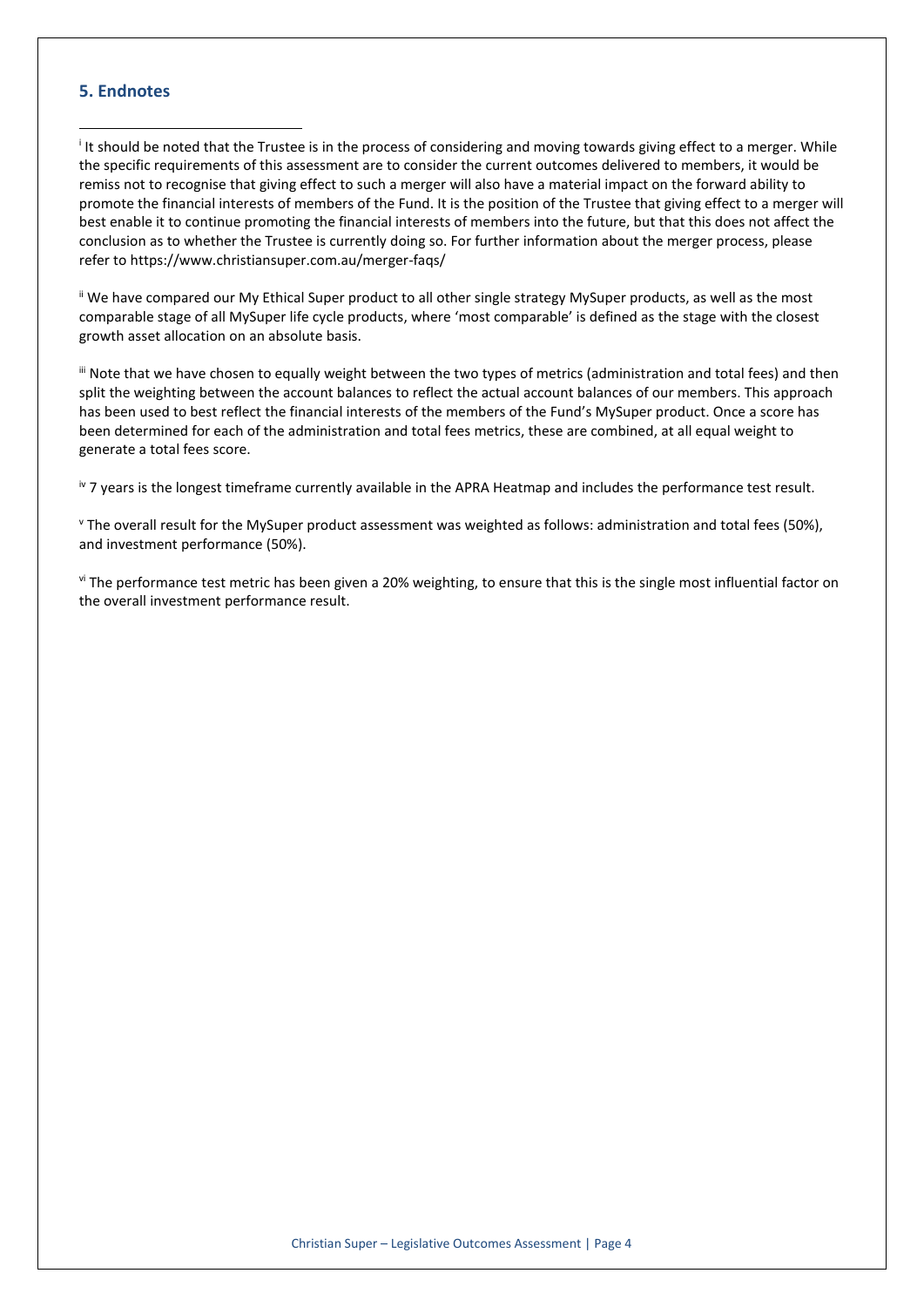## 5. Endnotes

[i] It should be noted that the Trustee is in the process of considering and moving towards giving effect to a merger. While the specific requirements of this assessment are to consider the current outcomes delivered to members, it would be remiss not to recognise that giving effect to such a merger will also have a material impact on the forward ability to promote the financial interests of members of the Fund. It is the position of the Trustee that giving effect to a merger will best enable it to continue promoting the financial interests of members into the future, but that this does not affect the conclusion as to whether the Trustee is currently doing so. For further information about the merger process, please refer to https://www.christiansuper.com.au/merger-faqs/

[ii] We have compared our My Ethical Super product to all other single strategy MySuper products, as well as the most comparable stage of all MySuper life cycle products, where 'most comparable' is defined as the stage with the closest growth asset allocation on an absolute basis.

[iii] Note that we have chosen to equally weight between the two types of metrics (administration and total fees) and then split the weighting between the account balances to reflect the actual account balances of our members. This approach has been used to best reflect the financial interests of the members of the Fund's MySuper product. Once a score has been determined for each of the administration and total fees metrics, these are combined, at all equal weight to generate a total fees score.

[iv] 7 years is the longest timeframe currently available in the APRA Heatmap and includes the performance test result.

[v] The overall result for the MySuper product assessment was weighted as follows: administration and total fees (50%), and investment performance (50%).

[vi] The performance test metric has been given a 20% weighting, to ensure that this is the single most influential factor on the overall investment performance result.